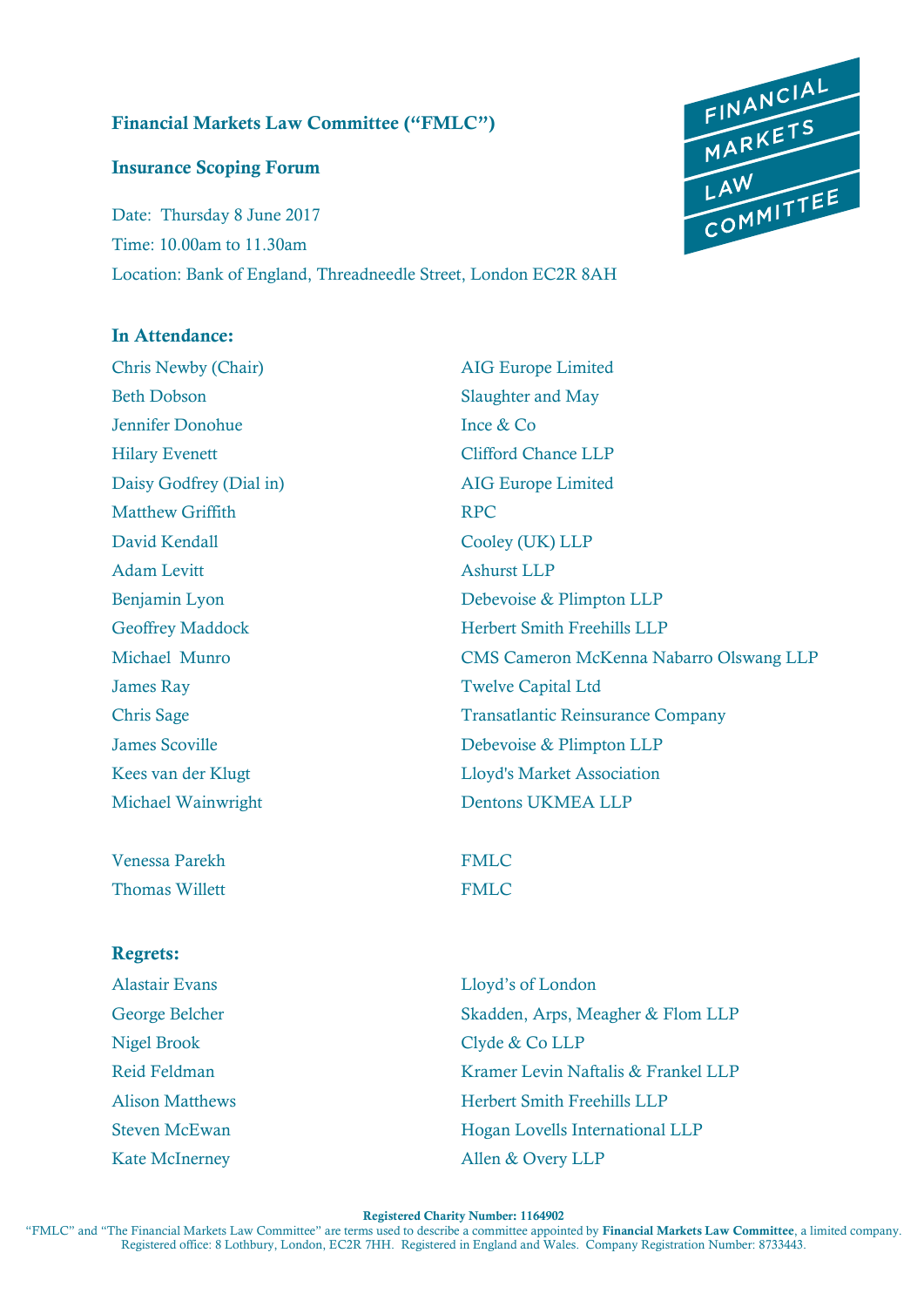**Financial Markets Law Committee ("FMLC")**

**Insurance Scoping Forum**

Date: Thursday 8 June 2017

Time: 10.00am to 11.30am

Location: Bank of England, Threadneedle Street, London EC2R 8AH

**In Attendance:**

| | |
|---|---|
| Chris Newby (Chair) | AIG Europe Limited |
| Beth Dobson | Slaughter and May |
| Jennifer Donohue | Ince & Co |
| Hilary Evenett | Clifford Chance LLP |
| Daisy Godfrey (Dial in) | AIG Europe Limited |
| Matthew Griffith | RPC |
| David Kendall | Cooley (UK) LLP |
| Adam Levitt | Ashurst LLP |
| Benjamin Lyon | Debevoise & Plimpton LLP |
| Geoffrey Maddock | Herbert Smith Freehills LLP |
| Michael Munro | CMS Cameron McKenna Nabarro Olswang LLP |
| James Ray | Twelve Capital Ltd |
| Chris Sage | Transatlantic Reinsurance Company |
| James Scoville | Debevoise & Plimpton LLP |
| Kees van der Klugt | Lloyd's Market Association |
| Michael Wainwright | Dentons UKMEA LLP |
| | |
| Venessa Parekh | FMLC |
| Thomas Willett | FMLC |

**Regrets:**

| | |
|---|---|
| Alastair Evans | Lloyd's of London |
| George Belcher | Skadden, Arps, Meagher & Flom LLP |
| Nigel Brook | Clyde & Co LLP |
| Reid Feldman | Kramer Levin Naftalis & Frankel LLP |
| Alison Matthews | Herbert Smith Freehills LLP |
| Steven McEwan | Hogan Lovells International LLP |
| Kate McInerney | Allen & Overy LLP |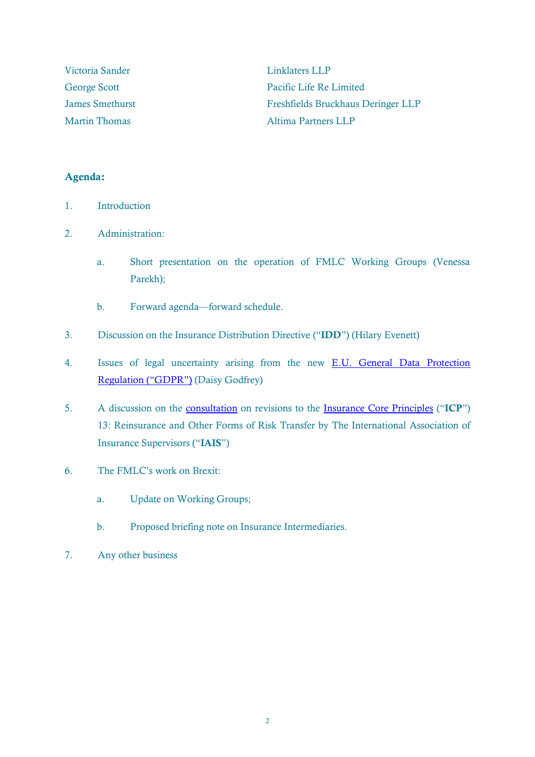| | |
|---|---|
| Victoria Sander | Linklaters LLP |
| George Scott | Pacific Life Re Limited |
| James Smethurst | Freshfields Bruckhaus Deringer LLP |
| Martin Thomas | Altima Partners LLP |

## Agenda:

1. Introduction

2. Administration:

   a. Short presentation on the operation of FMLC Working Groups (Venessa Parekh);

   b. Forward agenda—forward schedule.

3. Discussion on the Insurance Distribution Directive ("**IDD**") (Hilary Evenett)

4. Issues of legal uncertainty arising from the new E.U. General Data Protection Regulation ("GDPR") (Daisy Godfrey)

5. A discussion on the consultation on revisions to the Insurance Core Principles ("**ICP**") 13: Reinsurance and Other Forms of Risk Transfer by The International Association of Insurance Supervisors ("**IAIS**")

6. The FMLC's work on Brexit:

   a. Update on Working Groups;

   b. Proposed briefing note on Insurance Intermediaries.

7. Any other business